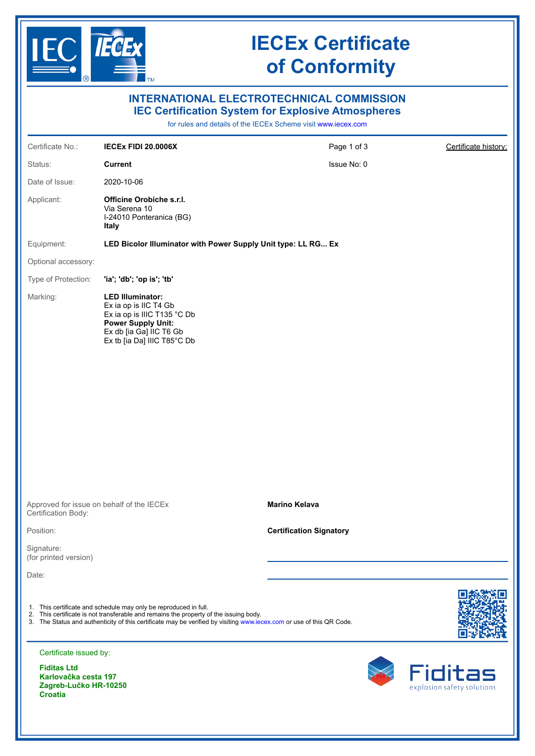# IECEx Certificate of Conformity

## INTERNATIONAL ELECTROTECHNICAL COMMISSION
## IEC Certification System for Explosive Atmospheres

for rules and details of the IECEx Scheme visit www.iecex.com

| | | | |
|---|---|---|---|
| Certificate No.: | **IECEx FIDI 20.0006X** | Page 1 of 3 | Certificate history: |
| Status: | **Current** | Issue No: 0 | |
| Date of Issue: | 2020-10-06 | | |

Applicant: **Officine Orobiche s.r.l.**
Via Serena 10
I-24010 Ponteranica (BG)
**Italy**

Equipment: **LED Bicolor Illuminator with Power Supply Unit type: LL RG... Ex**

Optional accessory:

Type of Protection: **'ia'; 'db'; 'op is'; 'tb'**

Marking:
**LED Illuminator:**
Ex ia op is IIC T4 Gb
Ex ia op is IIIC T135 °C Db
**Power Supply Unit:**
Ex db [ia Ga] IIC T6 Gb
Ex tb [ia Da] IIIC T85°C Db

Approved for issue on behalf of the IECEx Certification Body: **Marino Kelava**

Position: **Certification Signatory**

Signature:
(for printed version)

Date:

1. This certificate and schedule may only be reproduced in full.
2. This certificate is not transferable and remains the property of the issuing body.
3. The Status and authenticity of this certificate may be verified by visiting www.iecex.com or use of this QR Code.

Certificate issued by:

**Fiditas Ltd**
**Karlovačka cesta 197**
**Zagreb-Lučko HR-10250**
**Croatia**

Fiditas
explosion safety solutions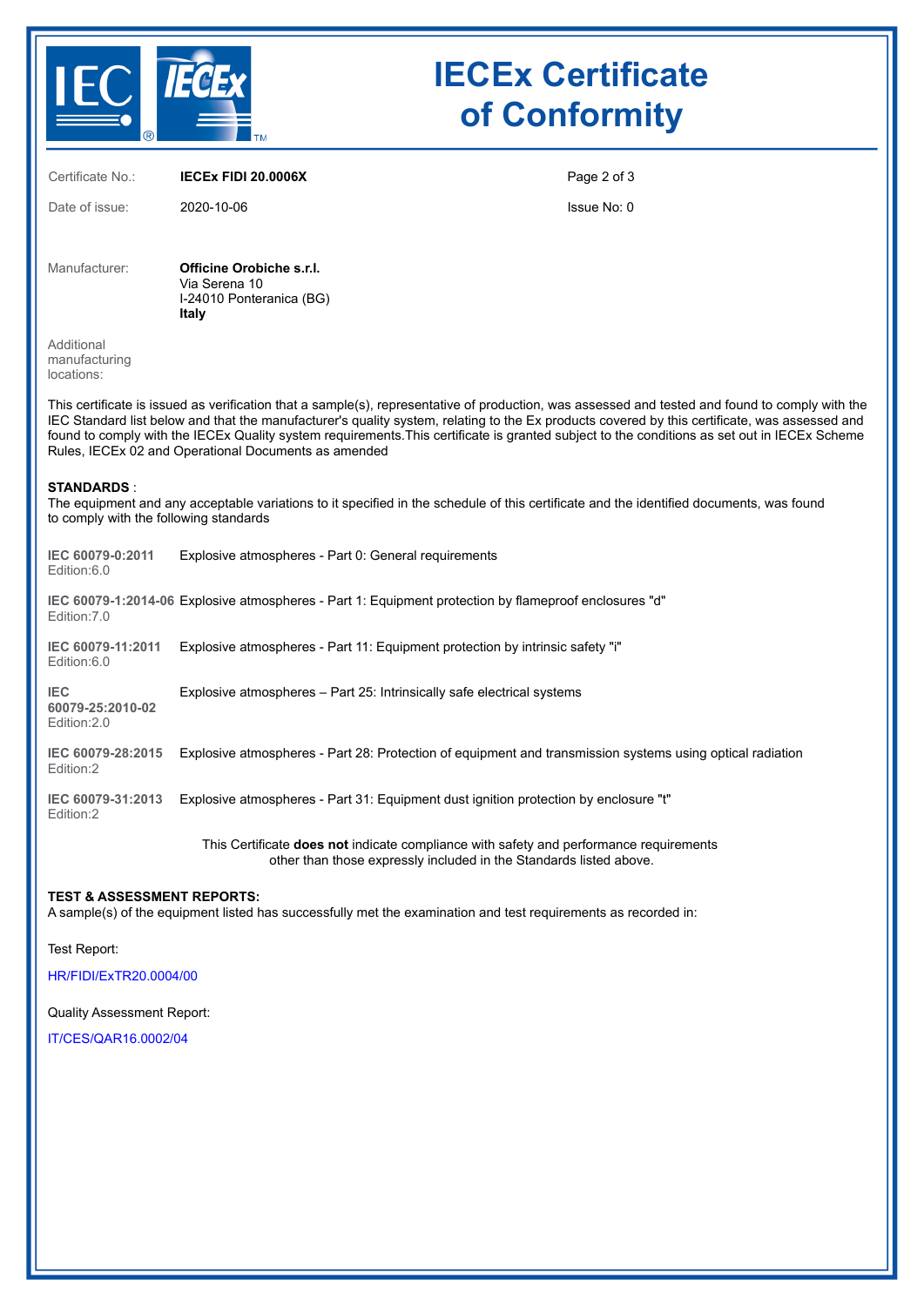# IECEx Certificate of Conformity

| | | |
|---|---|---|
| Certificate No.: | **IECEx FIDI 20.0006X** | Page 2 of 3 |
| Date of issue: | 2020-10-06 | Issue No: 0 |

Manufacturer: **Officine Orobiche s.r.l.**
Via Serena 10
I-24010 Ponteranica (BG)
**Italy**

Additional manufacturing locations:

This certificate is issued as verification that a sample(s), representative of production, was assessed and tested and found to comply with the IEC Standard list below and that the manufacturer's quality system, relating to the Ex products covered by this certificate, was assessed and found to comply with the IECEx Quality system requirements.This certificate is granted subject to the conditions as set out in IECEx Scheme Rules, IECEx 02 and Operational Documents as amended

**STANDARDS** :
The equipment and any acceptable variations to it specified in the schedule of this certificate and the identified documents, was found to comply with the following standards

| | |
|---|---|
| **IEC 60079-0:2011** Edition:6.0 | Explosive atmospheres - Part 0: General requirements |
| **IEC 60079-1:2014-06** Edition:7.0 | Explosive atmospheres - Part 1: Equipment protection by flameproof enclosures "d" |
| **IEC 60079-11:2011** Edition:6.0 | Explosive atmospheres - Part 11: Equipment protection by intrinsic safety "i" |
| **IEC 60079-25:2010-02** Edition:2.0 | Explosive atmospheres – Part 25: Intrinsically safe electrical systems |
| **IEC 60079-28:2015** Edition:2 | Explosive atmospheres - Part 28: Protection of equipment and transmission systems using optical radiation |
| **IEC 60079-31:2013** Edition:2 | Explosive atmospheres - Part 31: Equipment dust ignition protection by enclosure "t" |

This Certificate **does not** indicate compliance with safety and performance requirements other than those expressly included in the Standards listed above.

**TEST & ASSESSMENT REPORTS:**
A sample(s) of the equipment listed has successfully met the examination and test requirements as recorded in:

Test Report:

HR/FIDI/ExTR20.0004/00

Quality Assessment Report:

IT/CES/QAR16.0002/04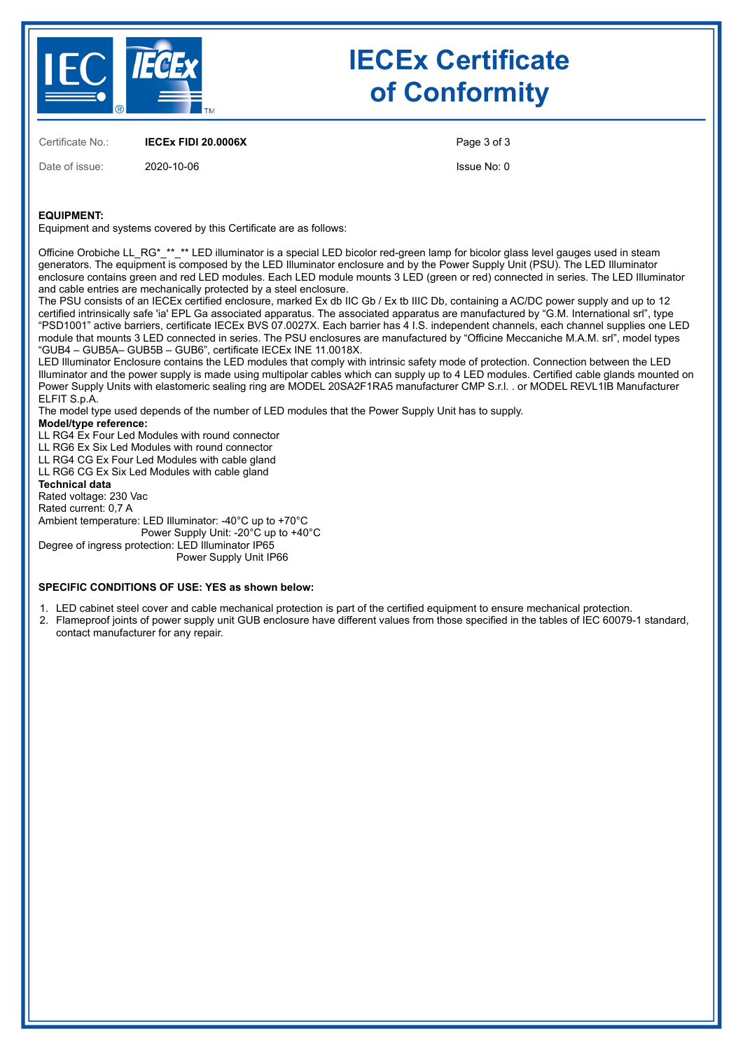# IECEx Certificate of Conformity

Certificate No.: **IECEx FIDI 20.0006X**

Date of issue: 2020-10-06

Issue No: 0

**EQUIPMENT:**
Equipment and systems covered by this Certificate are as follows:

Officine Orobiche LL_RG*_**_** LED illuminator is a special LED bicolor red-green lamp for bicolor glass level gauges used in steam generators. The equipment is composed by the LED Illuminator enclosure and by the Power Supply Unit (PSU). The LED Illuminator enclosure contains green and red LED modules. Each LED module mounts 3 LED (green or red) connected in series. The LED Illuminator and cable entries are mechanically protected by a steel enclosure.
The PSU consists of an IECEx certified enclosure, marked Ex db IIC Gb / Ex tb IIIC Db, containing a AC/DC power supply and up to 12 certified intrinsically safe 'ia' EPL Ga associated apparatus. The associated apparatus are manufactured by "G.M. International srl", type "PSD1001" active barriers, certificate IECEx BVS 07.0027X. Each barrier has 4 I.S. independent channels, each channel supplies one LED module that mounts 3 LED connected in series. The PSU enclosures are manufactured by "Officine Meccaniche M.A.M. srl", model types "GUB4 – GUB5A– GUB5B – GUB6", certificate IECEx INE 11.0018X.
LED Illuminator Enclosure contains the LED modules that comply with intrinsic safety mode of protection. Connection between the LED Illuminator and the power supply is made using multipolar cables which can supply up to 4 LED modules. Certified cable glands mounted on Power Supply Units with elastomeric sealing ring are MODEL 20SA2F1RA5 manufacturer CMP S.r.l. . or MODEL REVL1IB Manufacturer ELFIT S.p.A.
The model type used depends of the number of LED modules that the Power Supply Unit has to supply.
**Model/type reference:**
LL RG4 Ex Four Led Modules with round connector
LL RG6 Ex Six Led Modules with round connector
LL RG4 CG Ex Four Led Modules with cable gland
LL RG6 CG Ex Six Led Modules with cable gland
**Technical data**
Rated voltage: 230 Vac
Rated current: 0,7 A
Ambient temperature: LED Illuminator: -40°C up to +70°C
Power Supply Unit: -20°C up to +40°C
Degree of ingress protection: LED Illuminator IP65
Power Supply Unit IP66

**SPECIFIC CONDITIONS OF USE: YES as shown below:**

1. LED cabinet steel cover and cable mechanical protection is part of the certified equipment to ensure mechanical protection.
2. Flameproof joints of power supply unit GUB enclosure have different values from those specified in the tables of IEC 60079-1 standard, contact manufacturer for any repair.